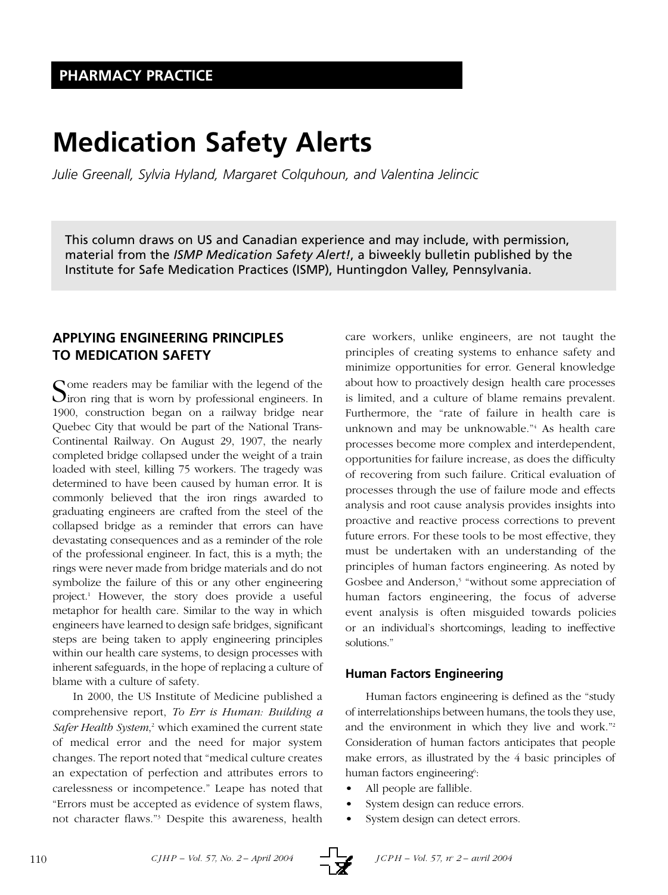PHARMACY PRACTICE

# Medication Safety Alerts

*Julie Greenall, Sylvia Hyland, Margaret Colquhoun, and Valentina Jelincic*

This column draws on US and Canadian experience and may include, with permission, material from the *ISMP Medication Safety Alert!*, a biweekly bulletin published by the Institute for Safe Medication Practices (ISMP), Huntingdon Valley, Pennsylvania.

## APPLYING ENGINEERING PRINCIPLES TO MEDICATION SAFETY

Some readers may be familiar with the legend of the iron ring that is worn by professional engineers. In 1900, construction began on a railway bridge near Quebec City that would be part of the National Trans-Continental Railway. On August 29, 1907, the nearly completed bridge collapsed under the weight of a train loaded with steel, killing 75 workers. The tragedy was determined to have been caused by human error. It is commonly believed that the iron rings awarded to graduating engineers are crafted from the steel of the collapsed bridge as a reminder that errors can have devastating consequences and as a reminder of the role of the professional engineer. In fact, this is a myth; the rings were never made from bridge materials and do not symbolize the failure of this or any other engineering project.[1] However, the story does provide a useful metaphor for health care. Similar to the way in which engineers have learned to design safe bridges, significant steps are being taken to apply engineering principles within our health care systems, to design processes with inherent safeguards, in the hope of replacing a culture of blame with a culture of safety.

In 2000, the US Institute of Medicine published a comprehensive report, *To Err is Human: Building a Safer Health System*,[2] which examined the current state of medical error and the need for major system changes. The report noted that "medical culture creates an expectation of perfection and attributes errors to carelessness or incompetence." Leape has noted that "Errors must be accepted as evidence of system flaws, not character flaws."[3] Despite this awareness, health care workers, unlike engineers, are not taught the principles of creating systems to enhance safety and minimize opportunities for error. General knowledge about how to proactively design health care processes is limited, and a culture of blame remains prevalent. Furthermore, the "rate of failure in health care is unknown and may be unknowable."[4] As health care processes become more complex and interdependent, opportunities for failure increase, as does the difficulty of recovering from such failure. Critical evaluation of processes through the use of failure mode and effects analysis and root cause analysis provides insights into proactive and reactive process corrections to prevent future errors. For these tools to be most effective, they must be undertaken with an understanding of the principles of human factors engineering. As noted by Gosbee and Anderson,[5] "without some appreciation of human factors engineering, the focus of adverse event analysis is often misguided towards policies or an individual's shortcomings, leading to ineffective solutions."

### Human Factors Engineering

Human factors engineering is defined as the "study of interrelationships between humans, the tools they use, and the environment in which they live and work."[2] Consideration of human factors anticipates that people make errors, as illustrated by the 4 basic principles of human factors engineering[6]:

- All people are fallible.
- System design can reduce errors.
- System design can detect errors.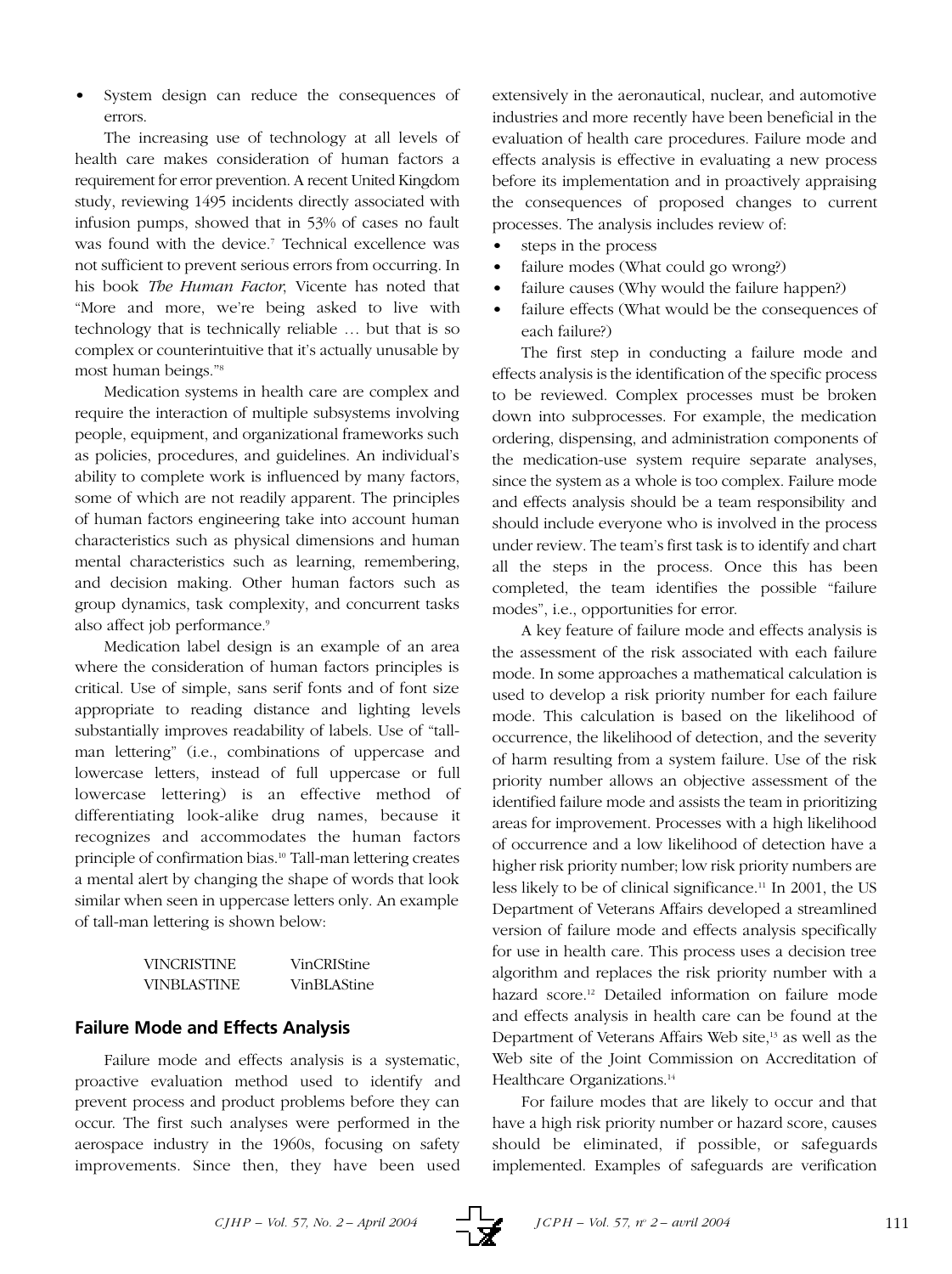- System design can reduce the consequences of errors.

The increasing use of technology at all levels of health care makes consideration of human factors a requirement for error prevention. A recent United Kingdom study, reviewing 1495 incidents directly associated with infusion pumps, showed that in 53% of cases no fault was found with the device.[7] Technical excellence was not sufficient to prevent serious errors from occurring. In his book *The Human Factor*, Vicente has noted that "More and more, we're being asked to live with technology that is technically reliable … but that is so complex or counterintuitive that it's actually unusable by most human beings."[8]

Medication systems in health care are complex and require the interaction of multiple subsystems involving people, equipment, and organizational frameworks such as policies, procedures, and guidelines. An individual's ability to complete work is influenced by many factors, some of which are not readily apparent. The principles of human factors engineering take into account human characteristics such as physical dimensions and human mental characteristics such as learning, remembering, and decision making. Other human factors such as group dynamics, task complexity, and concurrent tasks also affect job performance.[9]

Medication label design is an example of an area where the consideration of human factors principles is critical. Use of simple, sans serif fonts and of font size appropriate to reading distance and lighting levels substantially improves readability of labels. Use of "tall-man lettering" (i.e., combinations of uppercase and lowercase letters, instead of full uppercase or full lowercase lettering) is an effective method of differentiating look-alike drug names, because it recognizes and accommodates the human factors principle of confirmation bias.[10] Tall-man lettering creates a mental alert by changing the shape of words that look similar when seen in uppercase letters only. An example of tall-man lettering is shown below:

| | |
|---|---|
| VINCRISTINE | VinCRIStine |
| VINBLASTINE | VinBLAStine |

## Failure Mode and Effects Analysis

Failure mode and effects analysis is a systematic, proactive evaluation method used to identify and prevent process and product problems before they can occur. The first such analyses were performed in the aerospace industry in the 1960s, focusing on safety improvements. Since then, they have been used extensively in the aeronautical, nuclear, and automotive industries and more recently have been beneficial in the evaluation of health care procedures. Failure mode and effects analysis is effective in evaluating a new process before its implementation and in proactively appraising the consequences of proposed changes to current processes. The analysis includes review of:

- steps in the process
- failure modes (What could go wrong?)
- failure causes (Why would the failure happen?)
- failure effects (What would be the consequences of each failure?)

The first step in conducting a failure mode and effects analysis is the identification of the specific process to be reviewed. Complex processes must be broken down into subprocesses. For example, the medication ordering, dispensing, and administration components of the medication-use system require separate analyses, since the system as a whole is too complex. Failure mode and effects analysis should be a team responsibility and should include everyone who is involved in the process under review. The team's first task is to identify and chart all the steps in the process. Once this has been completed, the team identifies the possible "failure modes", i.e., opportunities for error.

A key feature of failure mode and effects analysis is the assessment of the risk associated with each failure mode. In some approaches a mathematical calculation is used to develop a risk priority number for each failure mode. This calculation is based on the likelihood of occurrence, the likelihood of detection, and the severity of harm resulting from a system failure. Use of the risk priority number allows an objective assessment of the identified failure mode and assists the team in prioritizing areas for improvement. Processes with a high likelihood of occurrence and a low likelihood of detection have a higher risk priority number; low risk priority numbers are less likely to be of clinical significance.[11] In 2001, the US Department of Veterans Affairs developed a streamlined version of failure mode and effects analysis specifically for use in health care. This process uses a decision tree algorithm and replaces the risk priority number with a hazard score.[12] Detailed information on failure mode and effects analysis in health care can be found at the Department of Veterans Affairs Web site,[13] as well as the Web site of the Joint Commission on Accreditation of Healthcare Organizations.[14]

For failure modes that are likely to occur and that have a high risk priority number or hazard score, causes should be eliminated, if possible, or safeguards implemented. Examples of safeguards are verification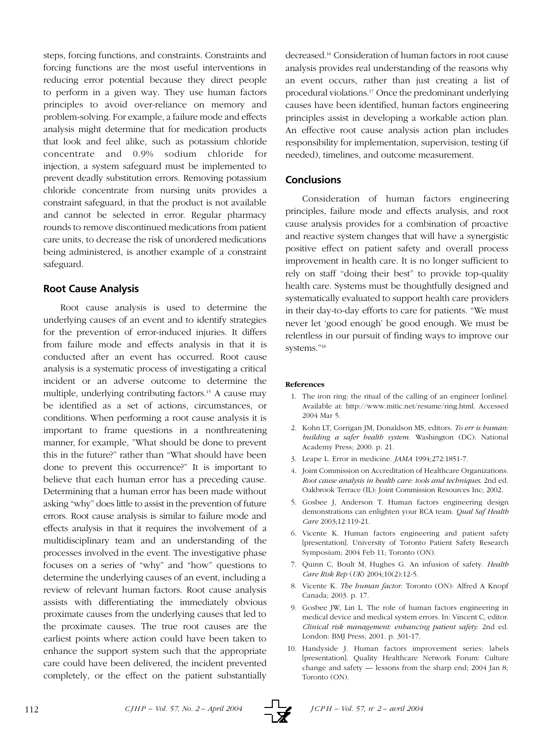steps, forcing functions, and constraints. Constraints and forcing functions are the most useful interventions in reducing error potential because they direct people to perform in a given way. They use human factors principles to avoid over-reliance on memory and problem-solving. For example, a failure mode and effects analysis might determine that for medication products that look and feel alike, such as potassium chloride concentrate and 0.9% sodium chloride for injection, a system safeguard must be implemented to prevent deadly substitution errors. Removing potassium chloride concentrate from nursing units provides a constraint safeguard, in that the product is not available and cannot be selected in error. Regular pharmacy rounds to remove discontinued medications from patient care units, to decrease the risk of unordered medications being administered, is another example of a constraint safeguard.

## Root Cause Analysis

Root cause analysis is used to determine the underlying causes of an event and to identify strategies for the prevention of error-induced injuries. It differs from failure mode and effects analysis in that it is conducted after an event has occurred. Root cause analysis is a systematic process of investigating a critical incident or an adverse outcome to determine the multiple, underlying contributing factors.[15] A cause may be identified as a set of actions, circumstances, or conditions. When performing a root cause analysis it is important to frame questions in a nonthreatening manner, for example, "What should be done to prevent this in the future?" rather than "What should have been done to prevent this occurrence?" It is important to believe that each human error has a preceding cause. Determining that a human error has been made without asking "why" does little to assist in the prevention of future errors. Root cause analysis is similar to failure mode and effects analysis in that it requires the involvement of a multidisciplinary team and an understanding of the processes involved in the event. The investigative phase focuses on a series of "why" and "how" questions to determine the underlying causes of an event, including a review of relevant human factors. Root cause analysis assists with differentiating the immediately obvious proximate causes from the underlying causes that led to the proximate causes. The true root causes are the earliest points where action could have been taken to enhance the support system such that the appropriate care could have been delivered, the incident prevented completely, or the effect on the patient substantially decreased.[16] Consideration of human factors in root cause analysis provides real understanding of the reasons why an event occurs, rather than just creating a list of procedural violations.[17] Once the predominant underlying causes have been identified, human factors engineering principles assist in developing a workable action plan. An effective root cause analysis action plan includes responsibility for implementation, supervision, testing (if needed), timelines, and outcome measurement.

## Conclusions

Consideration of human factors engineering principles, failure mode and effects analysis, and root cause analysis provides for a combination of proactive and reactive system changes that will have a synergistic positive effect on patient safety and overall process improvement in health care. It is no longer sufficient to rely on staff "doing their best" to provide top-quality health care. Systems must be thoughtfully designed and systematically evaluated to support health care providers in their day-to-day efforts to care for patients. "We must never let 'good enough' be good enough. We must be relentless in our pursuit of finding ways to improve our systems."[18]

**References**

1. The iron ring: the ritual of the calling of an engineer [online]. Available at: http://www.mitic.net/resume/ring.html. Accessed 2004 Mar 5.
2. Kohn LT, Corrigan JM, Donaldson MS, editors. *To err is human: building a safer health system.* Washington (DC): National Academy Press; 2000. p. 21.
3. Leape L. Error in medicine. *JAMA* 1994;272:1851-7.
4. Joint Commission on Accreditation of Healthcare Organizations. *Root cause analysis in health care: tools and techniques.* 2nd ed. Oakbrook Terrace (IL): Joint Commission Resources Inc; 2002.
5. Gosbee J, Anderson T. Human factors engineering design demonstrations can enlighten your RCA team. *Qual Saf Health Care* 2003;12:119-21.
6. Vicente K. Human factors engineering and patient safety [presentation]. University of Toronto Patient Safety Research Symposium; 2004 Feb 11; Toronto (ON).
7. Quinn C, Boult M, Hughes G. An infusion of safety. *Health Care Risk Rep (UK)* 2004;10(2):12-5.
8. Vicente K. *The human factor.* Toronto (ON): Alfred A Knopf Canada; 2003. p. 17.
9. Gosbee JW, Lin L. The role of human factors engineering in medical device and medical system errors. In: Vincent C, editor. *Clinical risk management: enhancing patient safety.* 2nd ed. London: BMJ Press; 2001. p. 301-17.
10. Handyside J. Human factors improvement series: labels [presentation]. Quality Healthcare Network Forum: Culture change and safety — lessons from the sharp end; 2004 Jan 8; Toronto (ON).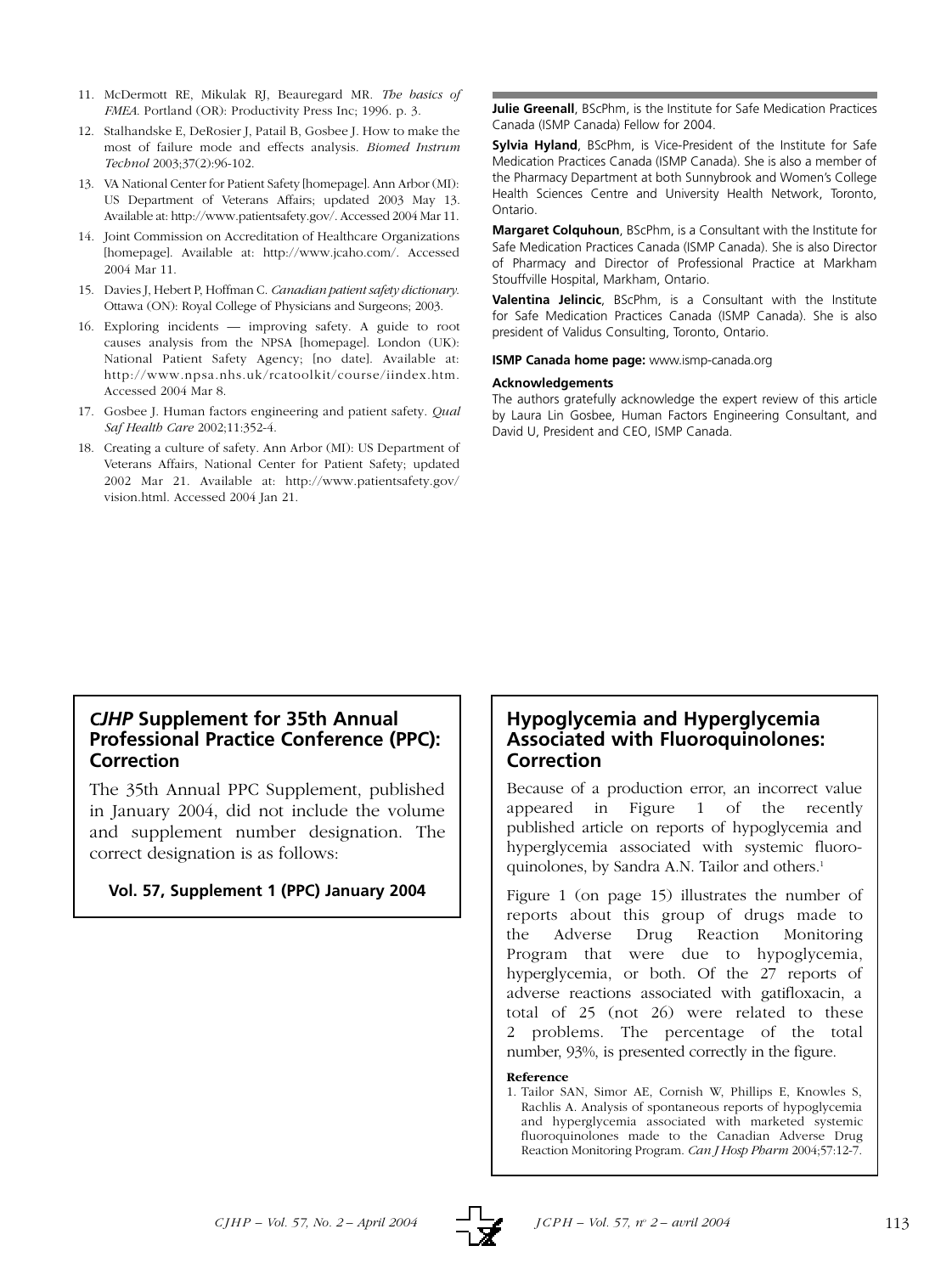11. McDermott RE, Mikulak RJ, Beauregard MR. *The basics of FMEA*. Portland (OR): Productivity Press Inc; 1996. p. 3.
12. Stalhandske E, DeRosier J, Patail B, Gosbee J. How to make the most of failure mode and effects analysis. *Biomed Instrum Technol* 2003;37(2):96-102.
13. VA National Center for Patient Safety [homepage]. Ann Arbor (MI): US Department of Veterans Affairs; updated 2003 May 13. Available at: http://www.patientsafety.gov/. Accessed 2004 Mar 11.
14. Joint Commission on Accreditation of Healthcare Organizations [homepage]. Available at: http://www.jcaho.com/. Accessed 2004 Mar 11.
15. Davies J, Hebert P, Hoffman C. *Canadian patient safety dictionary*. Ottawa (ON): Royal College of Physicians and Surgeons; 2003.
16. Exploring incidents — improving safety. A guide to root causes analysis from the NPSA [homepage]. London (UK): National Patient Safety Agency; [no date]. Available at: http://www.npsa.nhs.uk/rcatoolkit/course/iindex.htm. Accessed 2004 Mar 8.
17. Gosbee J. Human factors engineering and patient safety. *Qual Saf Health Care* 2002;11:352-4.
18. Creating a culture of safety. Ann Arbor (MI): US Department of Veterans Affairs, National Center for Patient Safety; updated 2002 Mar 21. Available at: http://www.patientsafety.gov/vision.html. Accessed 2004 Jan 21.

**Julie Greenall**, BScPhm, is the Institute for Safe Medication Practices Canada (ISMP Canada) Fellow for 2004.

**Sylvia Hyland**, BScPhm, is Vice-President of the Institute for Safe Medication Practices Canada (ISMP Canada). She is also a member of the Pharmacy Department at both Sunnybrook and Women's College Health Sciences Centre and University Health Network, Toronto, Ontario.

**Margaret Colquhoun**, BScPhm, is a Consultant with the Institute for Safe Medication Practices Canada (ISMP Canada). She is also Director of Pharmacy and Director of Professional Practice at Markham Stouffville Hospital, Markham, Ontario.

**Valentina Jelincic**, BScPhm, is a Consultant with the Institute for Safe Medication Practices Canada (ISMP Canada). She is also president of Validus Consulting, Toronto, Ontario.

**ISMP Canada home page:** www.ismp-canada.org

**Acknowledgements**

The authors gratefully acknowledge the expert review of this article by Laura Lin Gosbee, Human Factors Engineering Consultant, and David U, President and CEO, ISMP Canada.

## *CJHP* Supplement for 35th Annual Professional Practice Conference (PPC): Correction

The 35th Annual PPC Supplement, published in January 2004, did not include the volume and supplement number designation. The correct designation is as follows:

**Vol. 57, Supplement 1 (PPC) January 2004**

## Hypoglycemia and Hyperglycemia Associated with Fluoroquinolones: Correction

Because of a production error, an incorrect value appeared in Figure 1 of the recently published article on reports of hypoglycemia and hyperglycemia associated with systemic fluoroquinolones, by Sandra A.N. Tailor and others.[1]

Figure 1 (on page 15) illustrates the number of reports about this group of drugs made to the Adverse Drug Reaction Monitoring Program that were due to hypoglycemia, hyperglycemia, or both. Of the 27 reports of adverse reactions associated with gatifloxacin, a total of 25 (not 26) were related to these 2 problems. The percentage of the total number, 93%, is presented correctly in the figure.

**Reference**

1. Tailor SAN, Simor AE, Cornish W, Phillips E, Knowles S, Rachlis A. Analysis of spontaneous reports of hypoglycemia and hyperglycemia associated with marketed systemic fluoroquinolones made to the Canadian Adverse Drug Reaction Monitoring Program. *Can J Hosp Pharm* 2004;57:12-7.